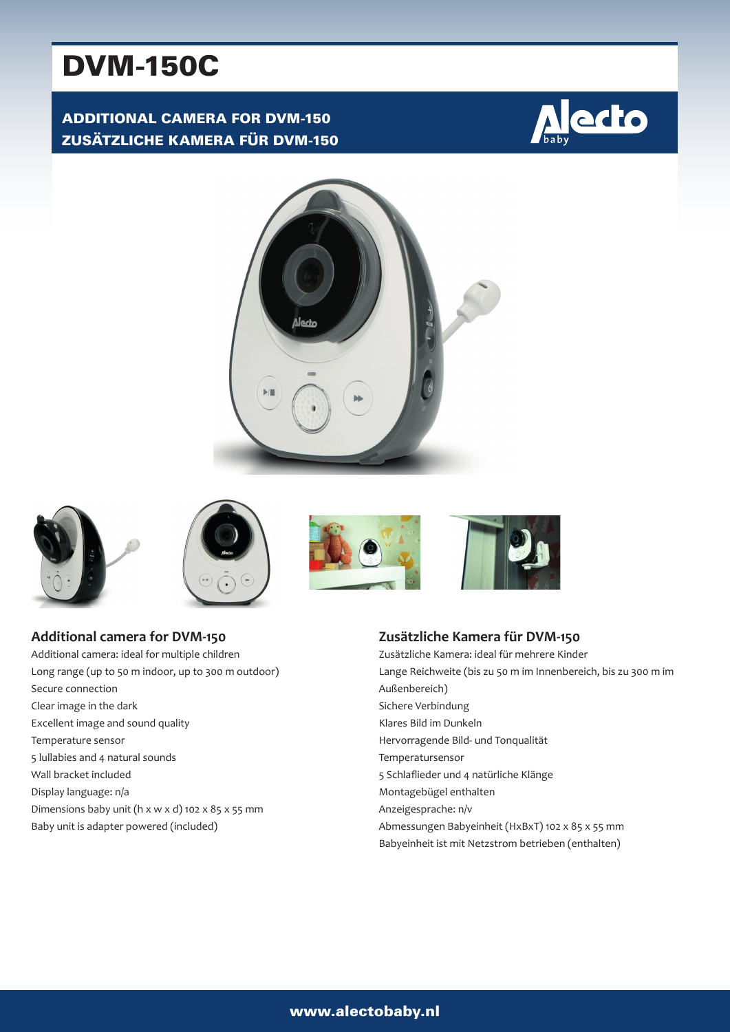# DVM-150C

## ADDITIONAL CAMERA FOR DVM-150
## ZUSÄTZLICHE KAMERA FÜR DVM-150

### Additional camera for DVM-150

Additional camera: ideal for multiple children
Long range (up to 50 m indoor, up to 300 m outdoor)
Secure connection
Clear image in the dark
Excellent image and sound quality
Temperature sensor
5 lullabies and 4 natural sounds
Wall bracket included
Display language: n/a
Dimensions baby unit (h x w x d) 102 x 85 x 55 mm
Baby unit is adapter powered (included)

### Zusätzliche Kamera für DVM-150

Zusätzliche Kamera: ideal für mehrere Kinder
Lange Reichweite (bis zu 50 m im Innenbereich, bis zu 300 m im Außenbereich)
Sichere Verbindung
Klares Bild im Dunkeln
Hervorragende Bild- und Tonqualität
Temperatursensor
5 Schlaflieder und 4 natürliche Klänge
Montagebügel enthalten
Anzeigesprache: n/v
Abmessungen Babyeinheit (HxBxT) 102 x 85 x 55 mm
Babyeinheit ist mit Netzstrom betrieben (enthalten)

www.alectobaby.nl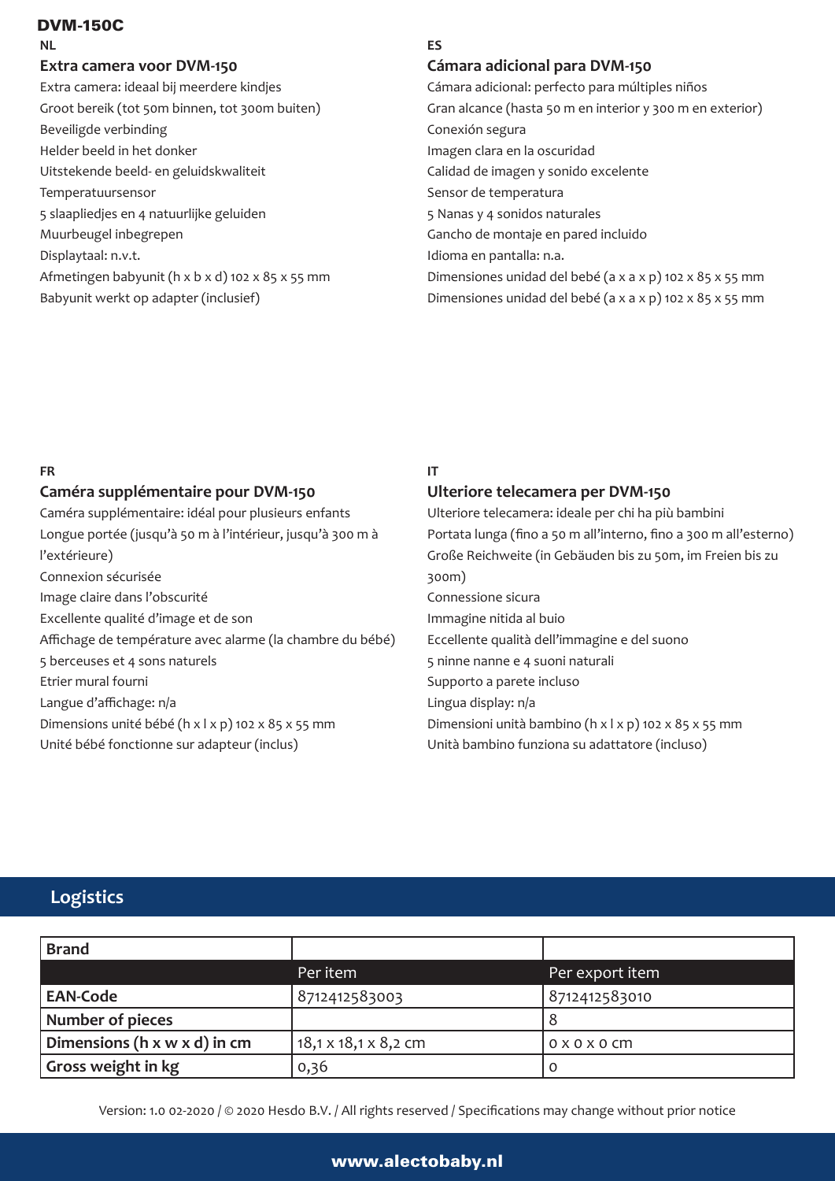# DVM-150C

NL

## Extra camera voor DVM-150

Extra camera: ideaal bij meerdere kindjes
Groot bereik (tot 50m binnen, tot 300m buiten)
Beveiligde verbinding
Helder beeld in het donker
Uitstekende beeld- en geluidskwaliteit
Temperatuursensor
5 slaapliedjes en 4 natuurlijke geluiden
Muurbeugel inbegrepen
Displaytaal: n.v.t.
Afmetingen babyunit (h x b x d) 102 x 85 x 55 mm
Babyunit werkt op adapter (inclusief)

ES

## Cámara adicional para DVM-150

Cámara adicional: perfecto para múltiples niños
Gran alcance (hasta 50 m en interior y 300 m en exterior)
Conexión segura
Imagen clara en la oscuridad
Calidad de imagen y sonido excelente
Sensor de temperatura
5 Nanas y 4 sonidos naturales
Gancho de montaje en pared incluido
Idioma en pantalla: n.a.
Dimensiones unidad del bebé (a x a x p) 102 x 85 x 55 mm
Dimensiones unidad del bebé (a x a x p) 102 x 85 x 55 mm

FR

## Caméra supplémentaire pour DVM-150

Caméra supplémentaire: idéal pour plusieurs enfants
Longue portée (jusqu'à 50 m à l'intérieur, jusqu'à 300 m à l'extérieure)
Connexion sécurisée
Image claire dans l'obscurité
Excellente qualité d'image et de son
Affichage de température avec alarme (la chambre du bébé)
5 berceuses et 4 sons naturels
Etrier mural fourni
Langue d'affichage: n/a
Dimensions unité bébé (h x l x p) 102 x 85 x 55 mm
Unité bébé fonctionne sur adapteur (inclus)

IT

## Ulteriore telecamera per DVM-150

Ulteriore telecamera: ideale per chi ha più bambini
Portata lunga (fino a 50 m all'interno, fino a 300 m all'esterno)
Große Reichweite (in Gebäuden bis zu 50m, im Freien bis zu 300m)
Connessione sicura
Immagine nitida al buio
Eccellente qualità dell'immagine e del suono
5 ninne nanne e 4 suoni naturali
Supporto a parete incluso
Lingua display: n/a
Dimensioni unità bambino (h x l x p) 102 x 85 x 55 mm
Unità bambino funziona su adattatore (incluso)

## Logistics

| Brand | | |
|---|---|---|
| | Per item | Per export item |
| EAN-Code | 8712412583003 | 8712412583010 |
| Number of pieces | | 8 |
| Dimensions (h x w x d) in cm | 18,1 x 18,1 x 8,2 cm | 0 x 0 x 0 cm |
| Gross weight in kg | 0,36 | 0 |

Version: 1.0 02-2020 / © 2020 Hesdo B.V. / All rights reserved / Specifications may change without prior notice

www.alectobaby.nl